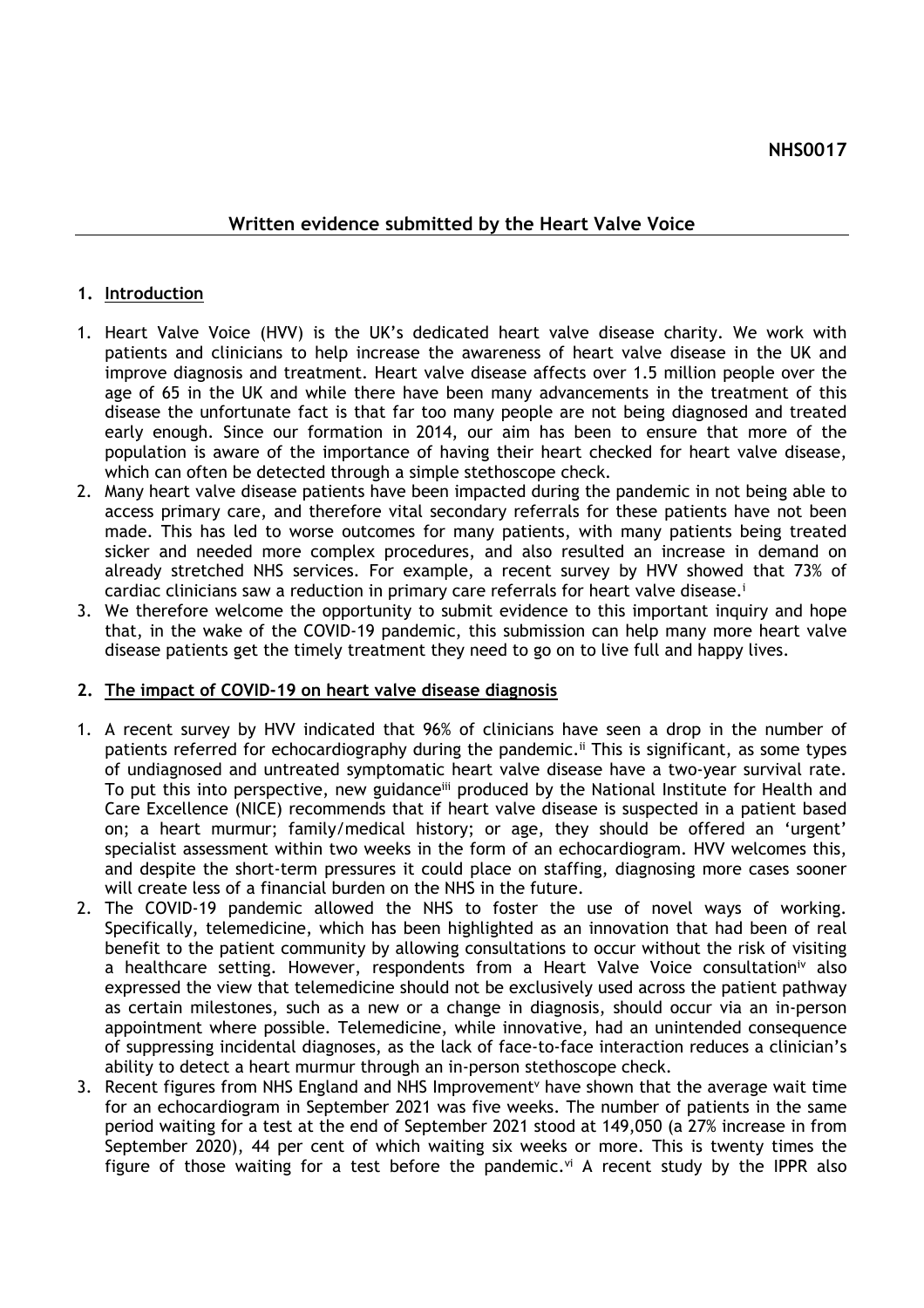**NHS0017**

## Written evidence submitted by the Heart Valve Voice

### 1. Introduction

1. Heart Valve Voice (HVV) is the UK's dedicated heart valve disease charity. We work with patients and clinicians to help increase the awareness of heart valve disease in the UK and improve diagnosis and treatment. Heart valve disease affects over 1.5 million people over the age of 65 in the UK and while there have been many advancements in the treatment of this disease the unfortunate fact is that far too many people are not being diagnosed and treated early enough. Since our formation in 2014, our aim has been to ensure that more of the population is aware of the importance of having their heart checked for heart valve disease, which can often be detected through a simple stethoscope check.
2. Many heart valve disease patients have been impacted during the pandemic in not being able to access primary care, and therefore vital secondary referrals for these patients have not been made. This has led to worse outcomes for many patients, with many patients being treated sicker and needed more complex procedures, and also resulted an increase in demand on already stretched NHS services. For example, a recent survey by HVV showed that 73% of cardiac clinicians saw a reduction in primary care referrals for heart valve disease.[i]
3. We therefore welcome the opportunity to submit evidence to this important inquiry and hope that, in the wake of the COVID-19 pandemic, this submission can help many more heart valve disease patients get the timely treatment they need to go on to live full and happy lives.

### 2. The impact of COVID-19 on heart valve disease diagnosis

1. A recent survey by HVV indicated that 96% of clinicians have seen a drop in the number of patients referred for echocardiography during the pandemic.[ii] This is significant, as some types of undiagnosed and untreated symptomatic heart valve disease have a two-year survival rate. To put this into perspective, new guidance[iii] produced by the National Institute for Health and Care Excellence (NICE) recommends that if heart valve disease is suspected in a patient based on; a heart murmur; family/medical history; or age, they should be offered an 'urgent' specialist assessment within two weeks in the form of an echocardiogram. HVV welcomes this, and despite the short-term pressures it could place on staffing, diagnosing more cases sooner will create less of a financial burden on the NHS in the future.
2. The COVID-19 pandemic allowed the NHS to foster the use of novel ways of working. Specifically, telemedicine, which has been highlighted as an innovation that had been of real benefit to the patient community by allowing consultations to occur without the risk of visiting a healthcare setting. However, respondents from a Heart Valve Voice consultation[iv] also expressed the view that telemedicine should not be exclusively used across the patient pathway as certain milestones, such as a new or a change in diagnosis, should occur via an in-person appointment where possible. Telemedicine, while innovative, had an unintended consequence of suppressing incidental diagnoses, as the lack of face-to-face interaction reduces a clinician's ability to detect a heart murmur through an in-person stethoscope check.
3. Recent figures from NHS England and NHS Improvement[v] have shown that the average wait time for an echocardiogram in September 2021 was five weeks. The number of patients in the same period waiting for a test at the end of September 2021 stood at 149,050 (a 27% increase in from September 2020), 44 per cent of which waiting six weeks or more. This is twenty times the figure of those waiting for a test before the pandemic.[vi] A recent study by the IPPR also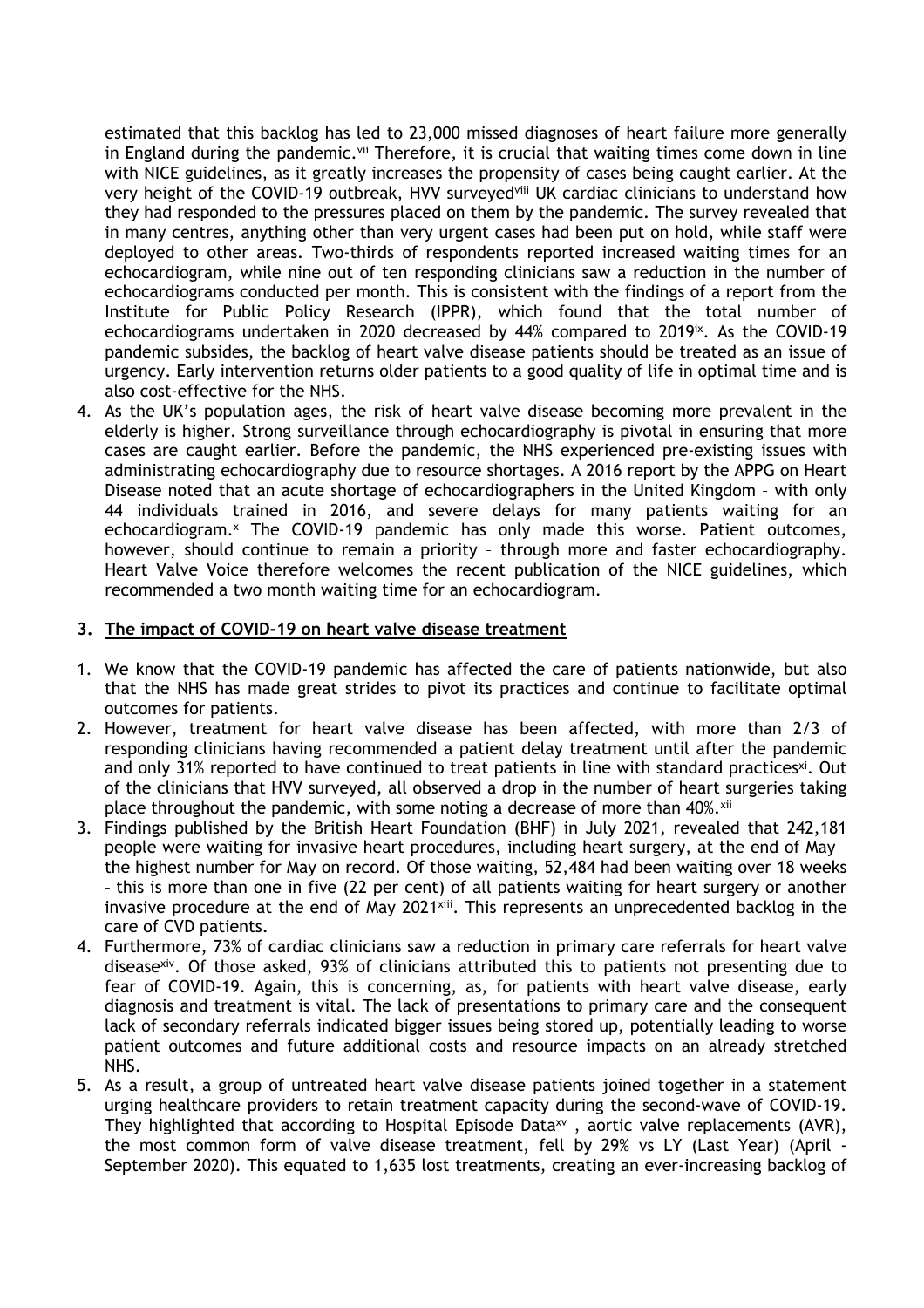estimated that this backlog has led to 23,000 missed diagnoses of heart failure more generally in England during the pandemic.[vii] Therefore, it is crucial that waiting times come down in line with NICE guidelines, as it greatly increases the propensity of cases being caught earlier. At the very height of the COVID-19 outbreak, HVV surveyed[viii] UK cardiac clinicians to understand how they had responded to the pressures placed on them by the pandemic. The survey revealed that in many centres, anything other than very urgent cases had been put on hold, while staff were deployed to other areas. Two-thirds of respondents reported increased waiting times for an echocardiogram, while nine out of ten responding clinicians saw a reduction in the number of echocardiograms conducted per month. This is consistent with the findings of a report from the Institute for Public Policy Research (IPPR), which found that the total number of echocardiograms undertaken in 2020 decreased by 44% compared to 2019[ix]. As the COVID-19 pandemic subsides, the backlog of heart valve disease patients should be treated as an issue of urgency. Early intervention returns older patients to a good quality of life in optimal time and is also cost-effective for the NHS.

4. As the UK's population ages, the risk of heart valve disease becoming more prevalent in the elderly is higher. Strong surveillance through echocardiography is pivotal in ensuring that more cases are caught earlier. Before the pandemic, the NHS experienced pre-existing issues with administrating echocardiography due to resource shortages. A 2016 report by the APPG on Heart Disease noted that an acute shortage of echocardiographers in the United Kingdom – with only 44 individuals trained in 2016, and severe delays for many patients waiting for an echocardiogram.[x] The COVID-19 pandemic has only made this worse. Patient outcomes, however, should continue to remain a priority – through more and faster echocardiography. Heart Valve Voice therefore welcomes the recent publication of the NICE guidelines, which recommended a two month waiting time for an echocardiogram.

## 3. The impact of COVID-19 on heart valve disease treatment

1. We know that the COVID-19 pandemic has affected the care of patients nationwide, but also that the NHS has made great strides to pivot its practices and continue to facilitate optimal outcomes for patients.
2. However, treatment for heart valve disease has been affected, with more than 2/3 of responding clinicians having recommended a patient delay treatment until after the pandemic and only 31% reported to have continued to treat patients in line with standard practices[xi]. Out of the clinicians that HVV surveyed, all observed a drop in the number of heart surgeries taking place throughout the pandemic, with some noting a decrease of more than 40%.[xii]
3. Findings published by the British Heart Foundation (BHF) in July 2021, revealed that 242,181 people were waiting for invasive heart procedures, including heart surgery, at the end of May – the highest number for May on record. Of those waiting, 52,484 had been waiting over 18 weeks – this is more than one in five (22 per cent) of all patients waiting for heart surgery or another invasive procedure at the end of May 2021[xiii]. This represents an unprecedented backlog in the care of CVD patients.
4. Furthermore, 73% of cardiac clinicians saw a reduction in primary care referrals for heart valve disease[xiv]. Of those asked, 93% of clinicians attributed this to patients not presenting due to fear of COVID-19. Again, this is concerning, as, for patients with heart valve disease, early diagnosis and treatment is vital. The lack of presentations to primary care and the consequent lack of secondary referrals indicated bigger issues being stored up, potentially leading to worse patient outcomes and future additional costs and resource impacts on an already stretched NHS.
5. As a result, a group of untreated heart valve disease patients joined together in a statement urging healthcare providers to retain treatment capacity during the second-wave of COVID-19. They highlighted that according to Hospital Episode Data[xv] , aortic valve replacements (AVR), the most common form of valve disease treatment, fell by 29% vs LY (Last Year) (April - September 2020). This equated to 1,635 lost treatments, creating an ever-increasing backlog of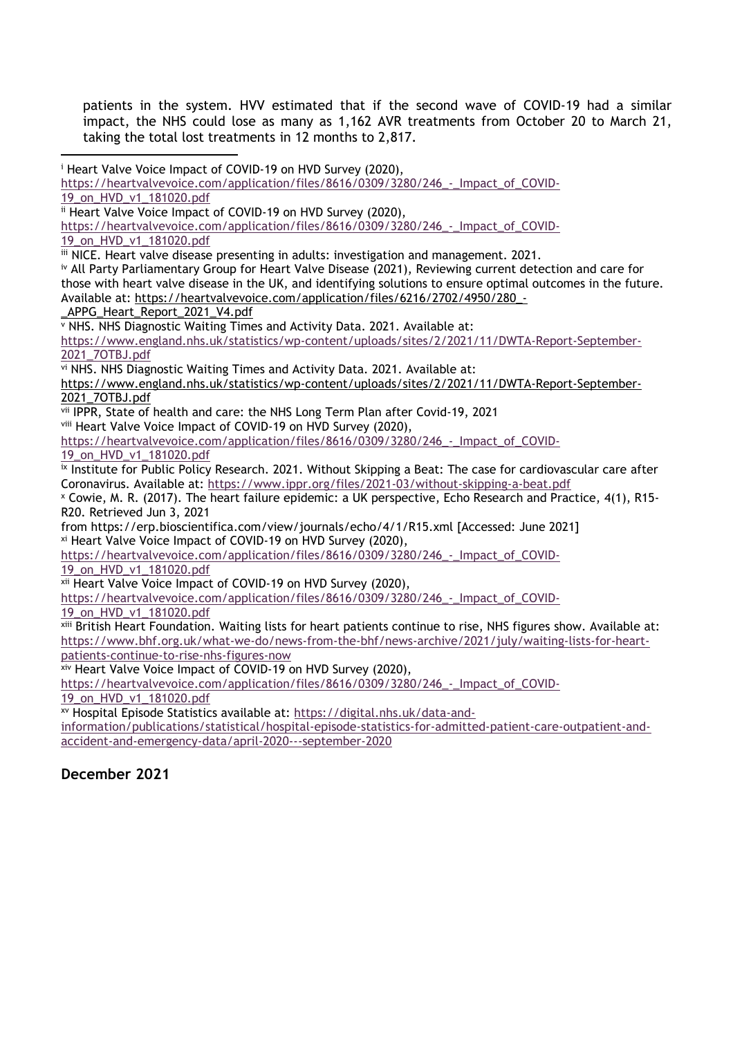patients in the system. HVV estimated that if the second wave of COVID-19 had a similar impact, the NHS could lose as many as 1,162 AVR treatments from October 20 to March 21, taking the total lost treatments in 12 months to 2,817.

---

[i] Heart Valve Voice Impact of COVID-19 on HVD Survey (2020), https://heartvalvevoice.com/application/files/8616/0309/3280/246_-_Impact_of_COVID-19_on_HVD_v1_181020.pdf

[ii] Heart Valve Voice Impact of COVID-19 on HVD Survey (2020), https://heartvalvevoice.com/application/files/8616/0309/3280/246_-_Impact_of_COVID-19_on_HVD_v1_181020.pdf

[iii] NICE. Heart valve disease presenting in adults: investigation and management. 2021.

[iv] All Party Parliamentary Group for Heart Valve Disease (2021), Reviewing current detection and care for those with heart valve disease in the UK, and identifying solutions to ensure optimal outcomes in the future. Available at: https://heartvalvevoice.com/application/files/6216/2702/4950/280_-_APPG_Heart_Report_2021_V4.pdf

[v] NHS. NHS Diagnostic Waiting Times and Activity Data. 2021. Available at: https://www.england.nhs.uk/statistics/wp-content/uploads/sites/2/2021/11/DWTA-Report-September-2021_7OTBJ.pdf

[vi] NHS. NHS Diagnostic Waiting Times and Activity Data. 2021. Available at: https://www.england.nhs.uk/statistics/wp-content/uploads/sites/2/2021/11/DWTA-Report-September-2021_7OTBJ.pdf

[vii] IPPR, State of health and care: the NHS Long Term Plan after Covid-19, 2021

[viii] Heart Valve Voice Impact of COVID-19 on HVD Survey (2020), https://heartvalvevoice.com/application/files/8616/0309/3280/246_-_Impact_of_COVID-19_on_HVD_v1_181020.pdf

[ix] Institute for Public Policy Research. 2021. Without Skipping a Beat: The case for cardiovascular care after Coronavirus. Available at: https://www.ippr.org/files/2021-03/without-skipping-a-beat.pdf

[x] Cowie, M. R. (2017). The heart failure epidemic: a UK perspective, Echo Research and Practice, 4(1), R15-R20. Retrieved Jun 3, 2021 from https://erp.bioscientifica.com/view/journals/echo/4/1/R15.xml [Accessed: June 2021]

[xi] Heart Valve Voice Impact of COVID-19 on HVD Survey (2020), https://heartvalvevoice.com/application/files/8616/0309/3280/246_-_Impact_of_COVID-19_on_HVD_v1_181020.pdf

[xii] Heart Valve Voice Impact of COVID-19 on HVD Survey (2020), https://heartvalvevoice.com/application/files/8616/0309/3280/246_-_Impact_of_COVID-19_on_HVD_v1_181020.pdf

[xiii] British Heart Foundation. Waiting lists for heart patients continue to rise, NHS figures show. Available at: https://www.bhf.org.uk/what-we-do/news-from-the-bhf/news-archive/2021/july/waiting-lists-for-heart-patients-continue-to-rise-nhs-figures-now

[xiv] Heart Valve Voice Impact of COVID-19 on HVD Survey (2020), https://heartvalvevoice.com/application/files/8616/0309/3280/246_-_Impact_of_COVID-19_on_HVD_v1_181020.pdf

[xv] Hospital Episode Statistics available at: https://digital.nhs.uk/data-and-information/publications/statistical/hospital-episode-statistics-for-admitted-patient-care-outpatient-and-accident-and-emergency-data/april-2020---september-2020

**December 2021**